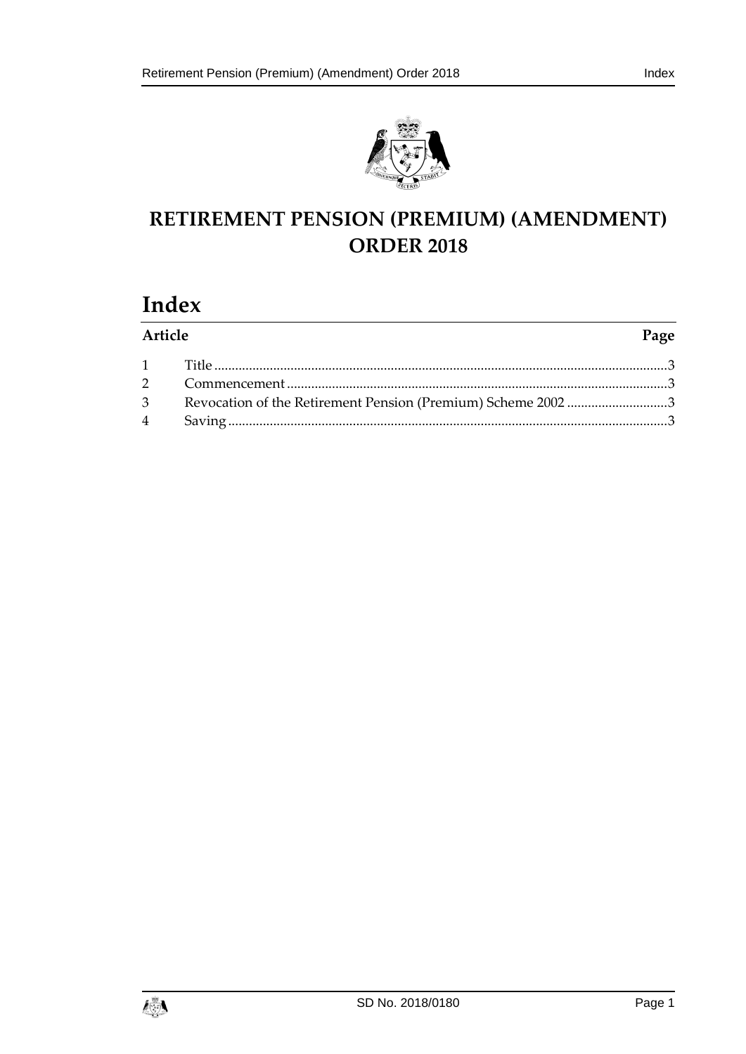# RETIREMENT PENSION (PREMIUM) (AMENDMENT) ORDER 2018

## Index

| Article | | Page |
|---|---|---|
| 1 | Title | 3 |
| 2 | Commencement | 3 |
| 3 | Revocation of the Retirement Pension (Premium) Scheme 2002 | 3 |
| 4 | Saving | 3 |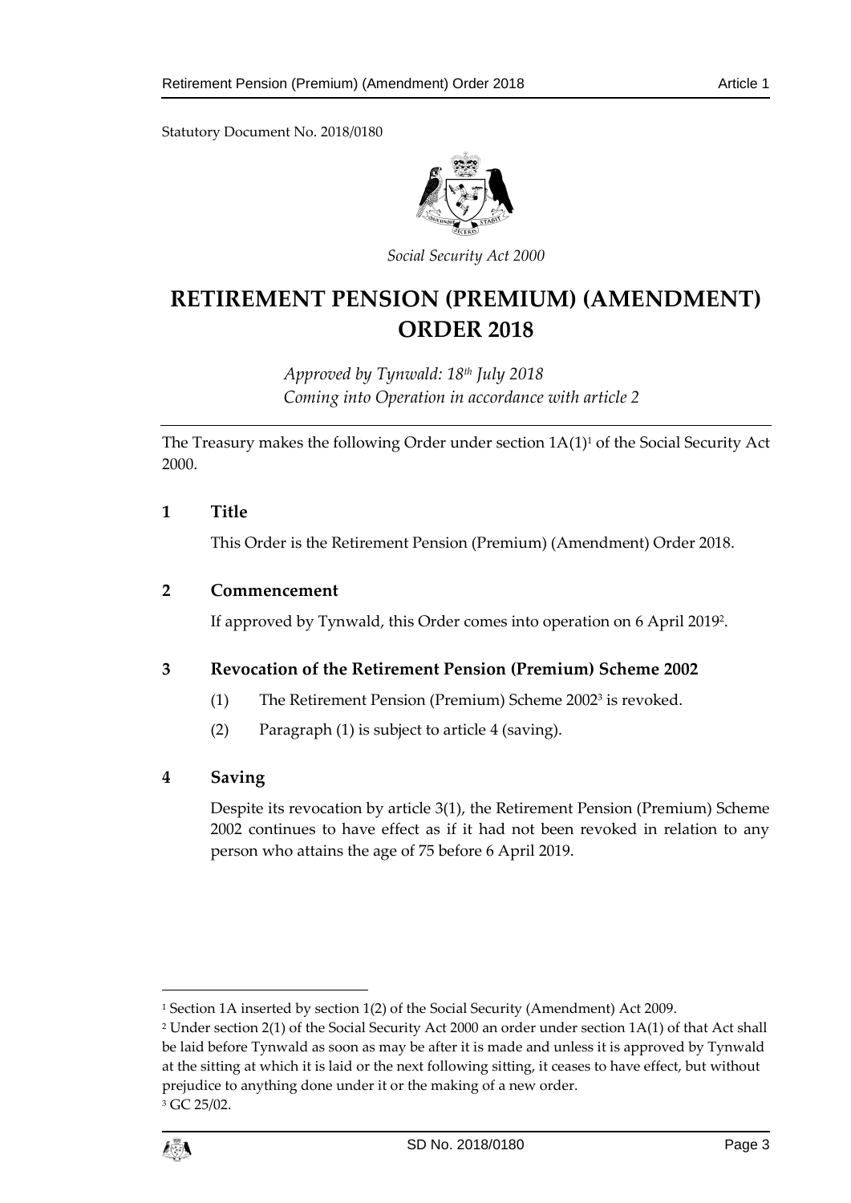Statutory Document No. 2018/0180

*Social Security Act 2000*

# RETIREMENT PENSION (PREMIUM) (AMENDMENT) ORDER 2018

*Approved by Tynwald: 18th July 2018*
*Coming into Operation in accordance with article 2*

The Treasury makes the following Order under section 1A(1)[1] of the Social Security Act 2000.

## 1 Title

This Order is the Retirement Pension (Premium) (Amendment) Order 2018.

## 2 Commencement

If approved by Tynwald, this Order comes into operation on 6 April 2019[2].

## 3 Revocation of the Retirement Pension (Premium) Scheme 2002

(1) The Retirement Pension (Premium) Scheme 2002[3] is revoked.

(2) Paragraph (1) is subject to article 4 (saving).

## 4 Saving

Despite its revocation by article 3(1), the Retirement Pension (Premium) Scheme 2002 continues to have effect as if it had not been revoked in relation to any person who attains the age of 75 before 6 April 2019.

---

[1] Section 1A inserted by section 1(2) of the Social Security (Amendment) Act 2009.

[2] Under section 2(1) of the Social Security Act 2000 an order under section 1A(1) of that Act shall be laid before Tynwald as soon as may be after it is made and unless it is approved by Tynwald at the sitting at which it is laid or the next following sitting, it ceases to have effect, but without prejudice to anything done under it or the making of a new order.

[3] GC 25/02.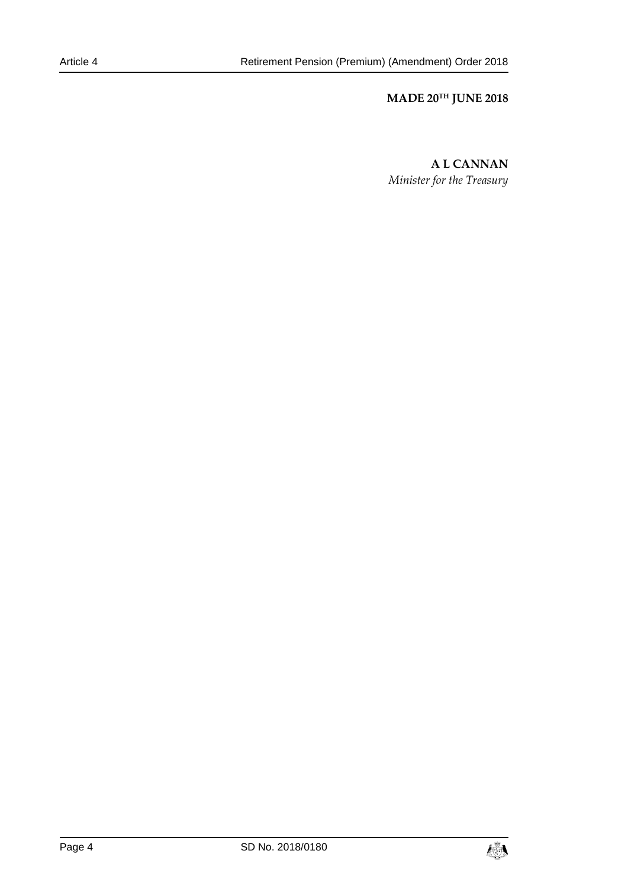**MADE 20TH JUNE 2018**

**A L CANNAN**
*Minister for the Treasury*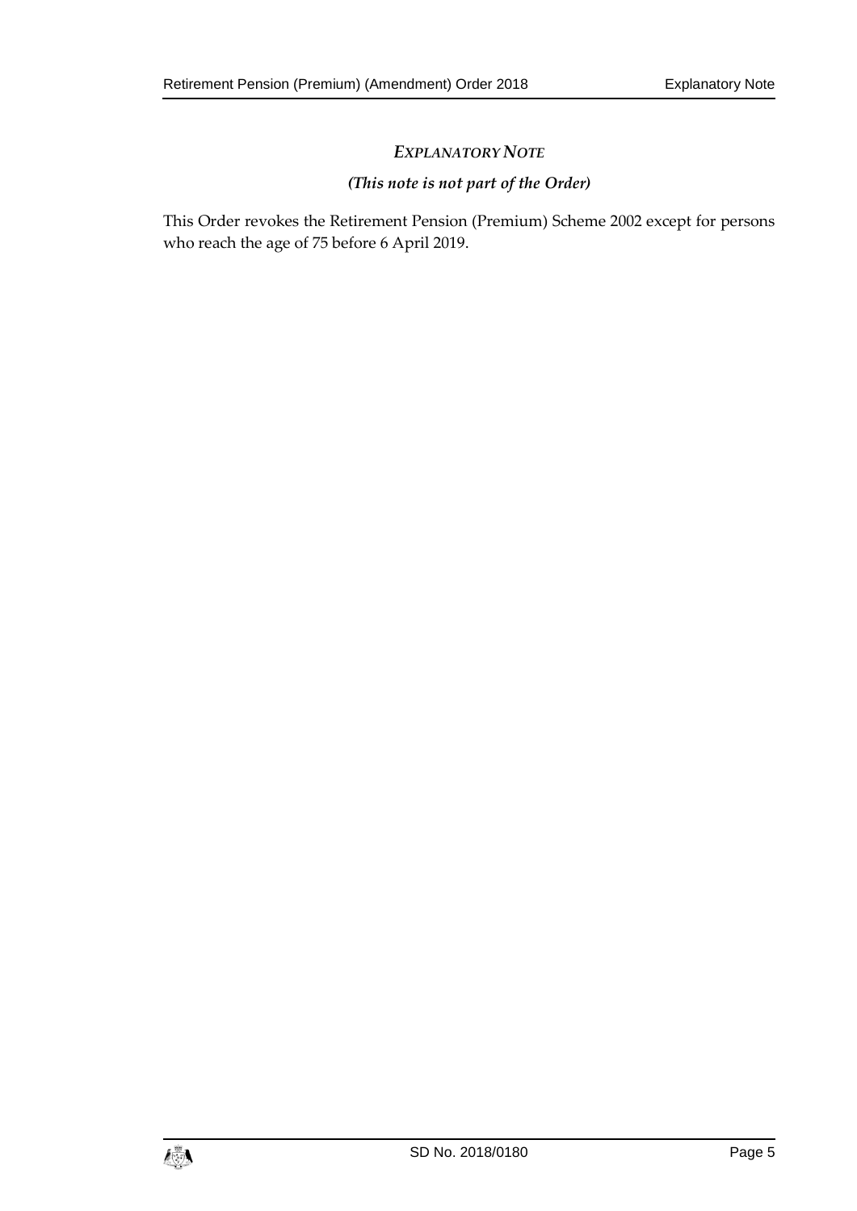## *EXPLANATORY NOTE*

***(This note is not part of the Order)***

This Order revokes the Retirement Pension (Premium) Scheme 2002 except for persons who reach the age of 75 before 6 April 2019.